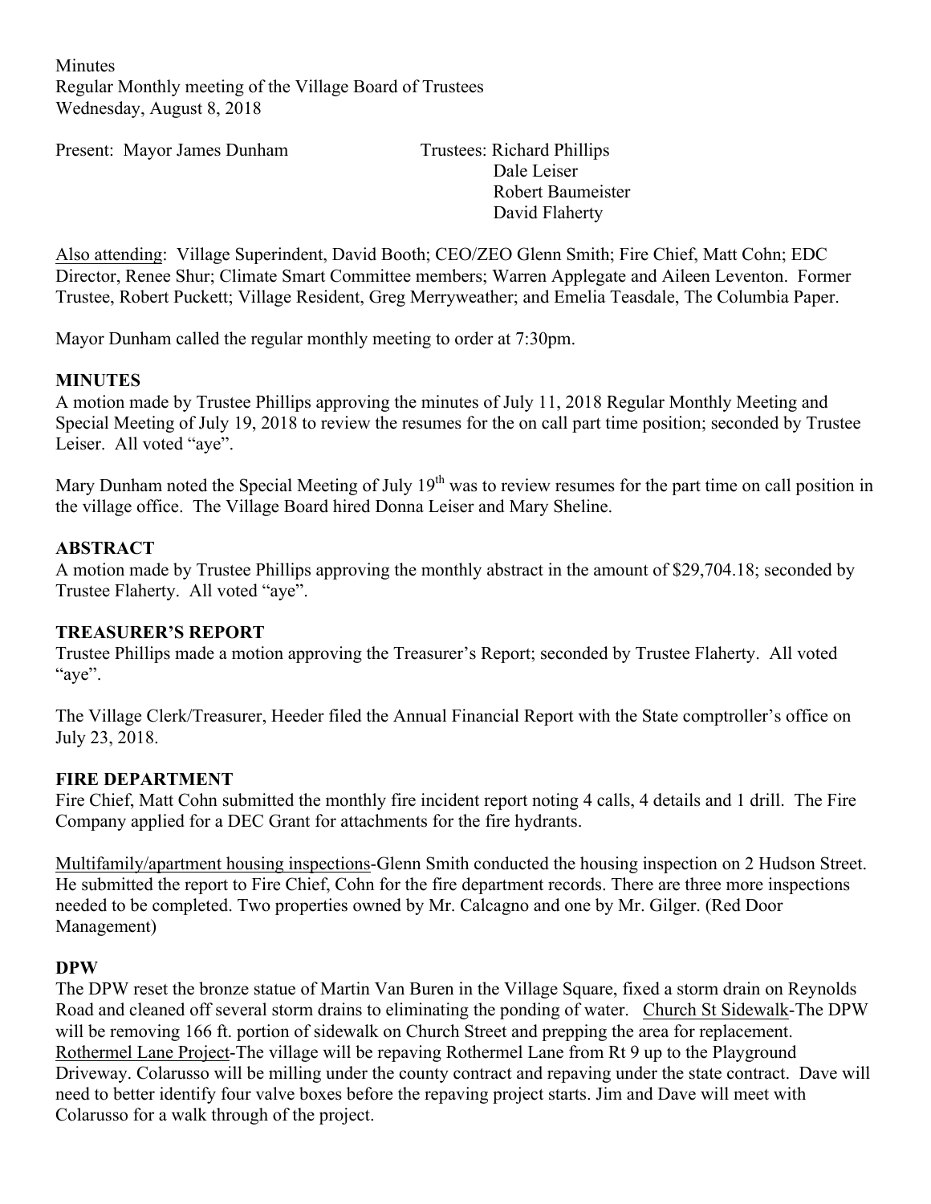Minutes
Regular Monthly meeting of the Village Board of Trustees
Wednesday, August 8, 2018

Present: Mayor James Dunham

Trustees: Richard Phillips
Dale Leiser
Robert Baumeister
David Flaherty

Also attending: Village Superindent, David Booth; CEO/ZEO Glenn Smith; Fire Chief, Matt Cohn; EDC Director, Renee Shur; Climate Smart Committee members; Warren Applegate and Aileen Leventon. Former Trustee, Robert Puckett; Village Resident, Greg Merryweather; and Emelia Teasdale, The Columbia Paper.

Mayor Dunham called the regular monthly meeting to order at 7:30pm.

**MINUTES**

A motion made by Trustee Phillips approving the minutes of July 11, 2018 Regular Monthly Meeting and Special Meeting of July 19, 2018 to review the resumes for the on call part time position; seconded by Trustee Leiser. All voted "aye".

Mary Dunham noted the Special Meeting of July 19th was to review resumes for the part time on call position in the village office. The Village Board hired Donna Leiser and Mary Sheline.

**ABSTRACT**

A motion made by Trustee Phillips approving the monthly abstract in the amount of $29,704.18; seconded by Trustee Flaherty. All voted "aye".

**TREASURER'S REPORT**

Trustee Phillips made a motion approving the Treasurer's Report; seconded by Trustee Flaherty. All voted "aye".

The Village Clerk/Treasurer, Heeder filed the Annual Financial Report with the State comptroller's office on July 23, 2018.

**FIRE DEPARTMENT**

Fire Chief, Matt Cohn submitted the monthly fire incident report noting 4 calls, 4 details and 1 drill. The Fire Company applied for a DEC Grant for attachments for the fire hydrants.

Multifamily/apartment housing inspections-Glenn Smith conducted the housing inspection on 2 Hudson Street. He submitted the report to Fire Chief, Cohn for the fire department records. There are three more inspections needed to be completed. Two properties owned by Mr. Calcagno and one by Mr. Gilger. (Red Door Management)

**DPW**

The DPW reset the bronze statue of Martin Van Buren in the Village Square, fixed a storm drain on Reynolds Road and cleaned off several storm drains to eliminating the ponding of water. Church St Sidewalk-The DPW will be removing 166 ft. portion of sidewalk on Church Street and prepping the area for replacement. Rothermel Lane Project-The village will be repaving Rothermel Lane from Rt 9 up to the Playground Driveway. Colarusso will be milling under the county contract and repaving under the state contract. Dave will need to better identify four valve boxes before the repaving project starts. Jim and Dave will meet with Colarusso for a walk through of the project.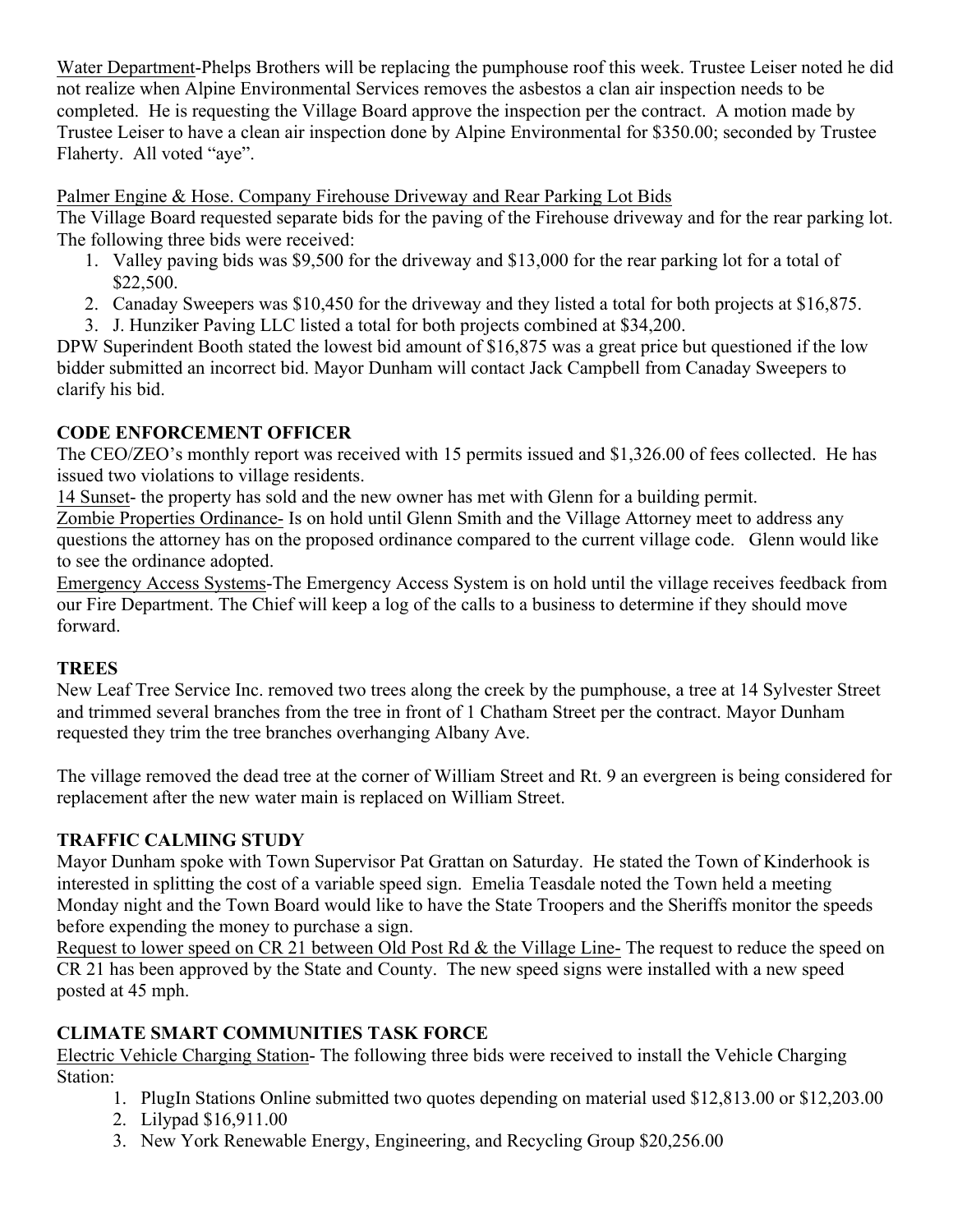Water Department-Phelps Brothers will be replacing the pumphouse roof this week. Trustee Leiser noted he did not realize when Alpine Environmental Services removes the asbestos a clan air inspection needs to be completed. He is requesting the Village Board approve the inspection per the contract. A motion made by Trustee Leiser to have a clean air inspection done by Alpine Environmental for $350.00; seconded by Trustee Flaherty. All voted "aye".

Palmer Engine & Hose. Company Firehouse Driveway and Rear Parking Lot Bids

The Village Board requested separate bids for the paving of the Firehouse driveway and for the rear parking lot. The following three bids were received:

1. Valley paving bids was $9,500 for the driveway and $13,000 for the rear parking lot for a total of $22,500.
2. Canaday Sweepers was $10,450 for the driveway and they listed a total for both projects at $16,875.
3. J. Hunziker Paving LLC listed a total for both projects combined at $34,200.

DPW Superindent Booth stated the lowest bid amount of $16,875 was a great price but questioned if the low bidder submitted an incorrect bid. Mayor Dunham will contact Jack Campbell from Canaday Sweepers to clarify his bid.

## CODE ENFORCEMENT OFFICER

The CEO/ZEO's monthly report was received with 15 permits issued and $1,326.00 of fees collected. He has issued two violations to village residents.

14 Sunset- the property has sold and the new owner has met with Glenn for a building permit.

Zombie Properties Ordinance- Is on hold until Glenn Smith and the Village Attorney meet to address any questions the attorney has on the proposed ordinance compared to the current village code. Glenn would like to see the ordinance adopted.

Emergency Access Systems-The Emergency Access System is on hold until the village receives feedback from our Fire Department. The Chief will keep a log of the calls to a business to determine if they should move forward.

## TREES

New Leaf Tree Service Inc. removed two trees along the creek by the pumphouse, a tree at 14 Sylvester Street and trimmed several branches from the tree in front of 1 Chatham Street per the contract. Mayor Dunham requested they trim the tree branches overhanging Albany Ave.

The village removed the dead tree at the corner of William Street and Rt. 9 an evergreen is being considered for replacement after the new water main is replaced on William Street.

## TRAFFIC CALMING STUDY

Mayor Dunham spoke with Town Supervisor Pat Grattan on Saturday. He stated the Town of Kinderhook is interested in splitting the cost of a variable speed sign. Emelia Teasdale noted the Town held a meeting Monday night and the Town Board would like to have the State Troopers and the Sheriffs monitor the speeds before expending the money to purchase a sign.

Request to lower speed on CR 21 between Old Post Rd & the Village Line- The request to reduce the speed on CR 21 has been approved by the State and County. The new speed signs were installed with a new speed posted at 45 mph.

## CLIMATE SMART COMMUNITIES TASK FORCE

Electric Vehicle Charging Station- The following three bids were received to install the Vehicle Charging Station:

1. PlugIn Stations Online submitted two quotes depending on material used $12,813.00 or $12,203.00
2. Lilypad $16,911.00
3. New York Renewable Energy, Engineering, and Recycling Group $20,256.00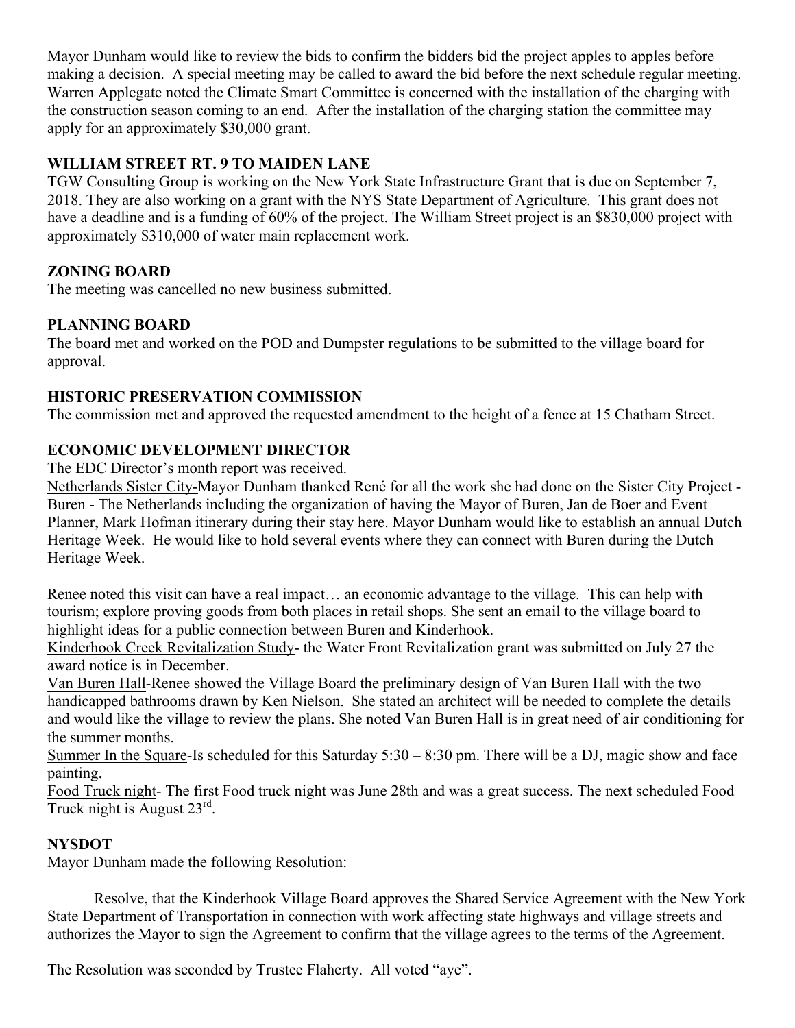Mayor Dunham would like to review the bids to confirm the bidders bid the project apples to apples before making a decision. A special meeting may be called to award the bid before the next schedule regular meeting. Warren Applegate noted the Climate Smart Committee is concerned with the installation of the charging with the construction season coming to an end. After the installation of the charging station the committee may apply for an approximately $30,000 grant.

**WILLIAM STREET RT. 9 TO MAIDEN LANE**

TGW Consulting Group is working on the New York State Infrastructure Grant that is due on September 7, 2018. They are also working on a grant with the NYS State Department of Agriculture. This grant does not have a deadline and is a funding of 60% of the project. The William Street project is an $830,000 project with approximately $310,000 of water main replacement work.

**ZONING BOARD**

The meeting was cancelled no new business submitted.

**PLANNING BOARD**

The board met and worked on the POD and Dumpster regulations to be submitted to the village board for approval.

**HISTORIC PRESERVATION COMMISSION**

The commission met and approved the requested amendment to the height of a fence at 15 Chatham Street.

**ECONOMIC DEVELOPMENT DIRECTOR**

The EDC Director's month report was received.

Netherlands Sister City-Mayor Dunham thanked René for all the work she had done on the Sister City Project - Buren - The Netherlands including the organization of having the Mayor of Buren, Jan de Boer and Event Planner, Mark Hofman itinerary during their stay here. Mayor Dunham would like to establish an annual Dutch Heritage Week. He would like to hold several events where they can connect with Buren during the Dutch Heritage Week.

Renee noted this visit can have a real impact… an economic advantage to the village. This can help with tourism; explore proving goods from both places in retail shops. She sent an email to the village board to highlight ideas for a public connection between Buren and Kinderhook.

Kinderhook Creek Revitalization Study- the Water Front Revitalization grant was submitted on July 27 the award notice is in December.

Van Buren Hall-Renee showed the Village Board the preliminary design of Van Buren Hall with the two handicapped bathrooms drawn by Ken Nielson. She stated an architect will be needed to complete the details and would like the village to review the plans. She noted Van Buren Hall is in great need of air conditioning for the summer months.

Summer In the Square-Is scheduled for this Saturday 5:30 – 8:30 pm. There will be a DJ, magic show and face painting.

Food Truck night- The first Food truck night was June 28th and was a great success. The next scheduled Food Truck night is August 23rd.

**NYSDOT**

Mayor Dunham made the following Resolution:

Resolve, that the Kinderhook Village Board approves the Shared Service Agreement with the New York State Department of Transportation in connection with work affecting state highways and village streets and authorizes the Mayor to sign the Agreement to confirm that the village agrees to the terms of the Agreement.

The Resolution was seconded by Trustee Flaherty. All voted "aye".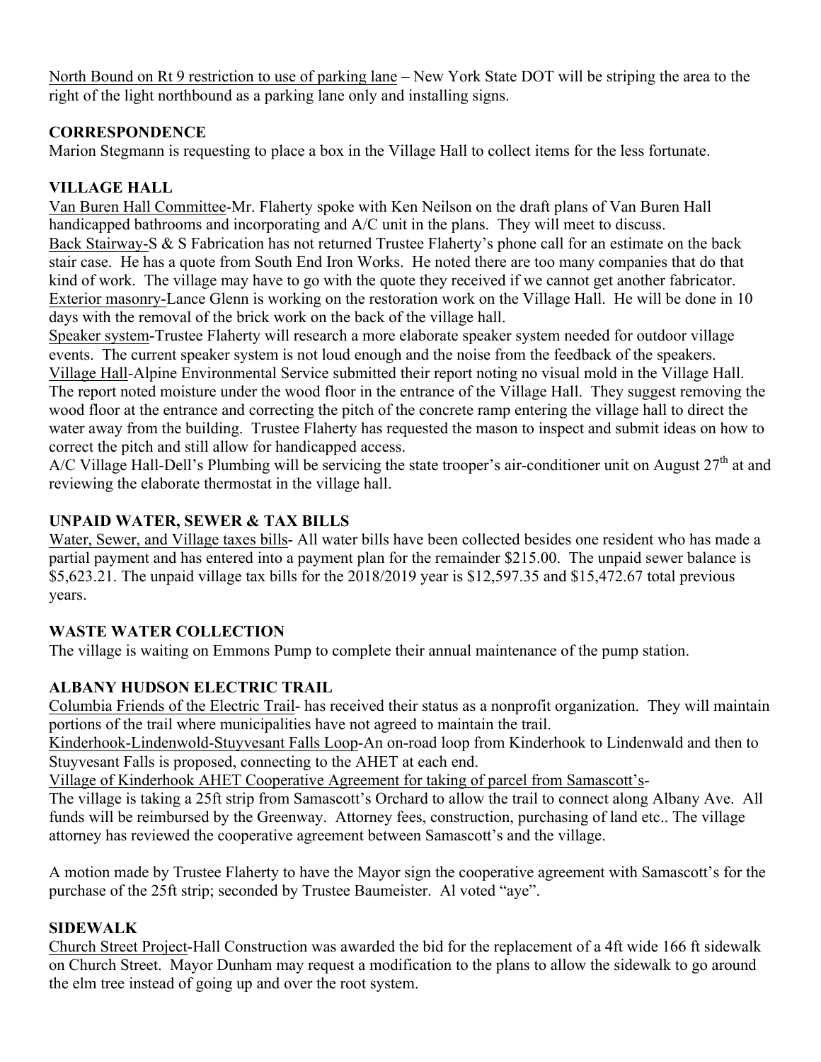North Bound on Rt 9 restriction to use of parking lane – New York State DOT will be striping the area to the right of the light northbound as a parking lane only and installing signs.

## CORRESPONDENCE

Marion Stegmann is requesting to place a box in the Village Hall to collect items for the less fortunate.

## VILLAGE HALL

Van Buren Hall Committee-Mr. Flaherty spoke with Ken Neilson on the draft plans of Van Buren Hall handicapped bathrooms and incorporating and A/C unit in the plans. They will meet to discuss.

Back Stairway-S & S Fabrication has not returned Trustee Flaherty's phone call for an estimate on the back stair case. He has a quote from South End Iron Works. He noted there are too many companies that do that kind of work. The village may have to go with the quote they received if we cannot get another fabricator.

Exterior masonry-Lance Glenn is working on the restoration work on the Village Hall. He will be done in 10 days with the removal of the brick work on the back of the village hall.

Speaker system-Trustee Flaherty will research a more elaborate speaker system needed for outdoor village events. The current speaker system is not loud enough and the noise from the feedback of the speakers.

Village Hall-Alpine Environmental Service submitted their report noting no visual mold in the Village Hall. The report noted moisture under the wood floor in the entrance of the Village Hall. They suggest removing the wood floor at the entrance and correcting the pitch of the concrete ramp entering the village hall to direct the water away from the building. Trustee Flaherty has requested the mason to inspect and submit ideas on how to correct the pitch and still allow for handicapped access.

A/C Village Hall-Dell's Plumbing will be servicing the state trooper's air-conditioner unit on August 27th at and reviewing the elaborate thermostat in the village hall.

## UNPAID WATER, SEWER & TAX BILLS

Water, Sewer, and Village taxes bills- All water bills have been collected besides one resident who has made a partial payment and has entered into a payment plan for the remainder $215.00. The unpaid sewer balance is $5,623.21. The unpaid village tax bills for the 2018/2019 year is $12,597.35 and $15,472.67 total previous years.

## WASTE WATER COLLECTION

The village is waiting on Emmons Pump to complete their annual maintenance of the pump station.

## ALBANY HUDSON ELECTRIC TRAIL

Columbia Friends of the Electric Trail- has received their status as a nonprofit organization. They will maintain portions of the trail where municipalities have not agreed to maintain the trail.

Kinderhook-Lindenwold-Stuyvesant Falls Loop-An on-road loop from Kinderhook to Lindenwald and then to Stuyvesant Falls is proposed, connecting to the AHET at each end.

Village of Kinderhook AHET Cooperative Agreement for taking of parcel from Samascott's-

The village is taking a 25ft strip from Samascott's Orchard to allow the trail to connect along Albany Ave. All funds will be reimbursed by the Greenway. Attorney fees, construction, purchasing of land etc.. The village attorney has reviewed the cooperative agreement between Samascott's and the village.

A motion made by Trustee Flaherty to have the Mayor sign the cooperative agreement with Samascott's for the purchase of the 25ft strip; seconded by Trustee Baumeister. Al voted "aye".

## SIDEWALK

Church Street Project-Hall Construction was awarded the bid for the replacement of a 4ft wide 166 ft sidewalk on Church Street. Mayor Dunham may request a modification to the plans to allow the sidewalk to go around the elm tree instead of going up and over the root system.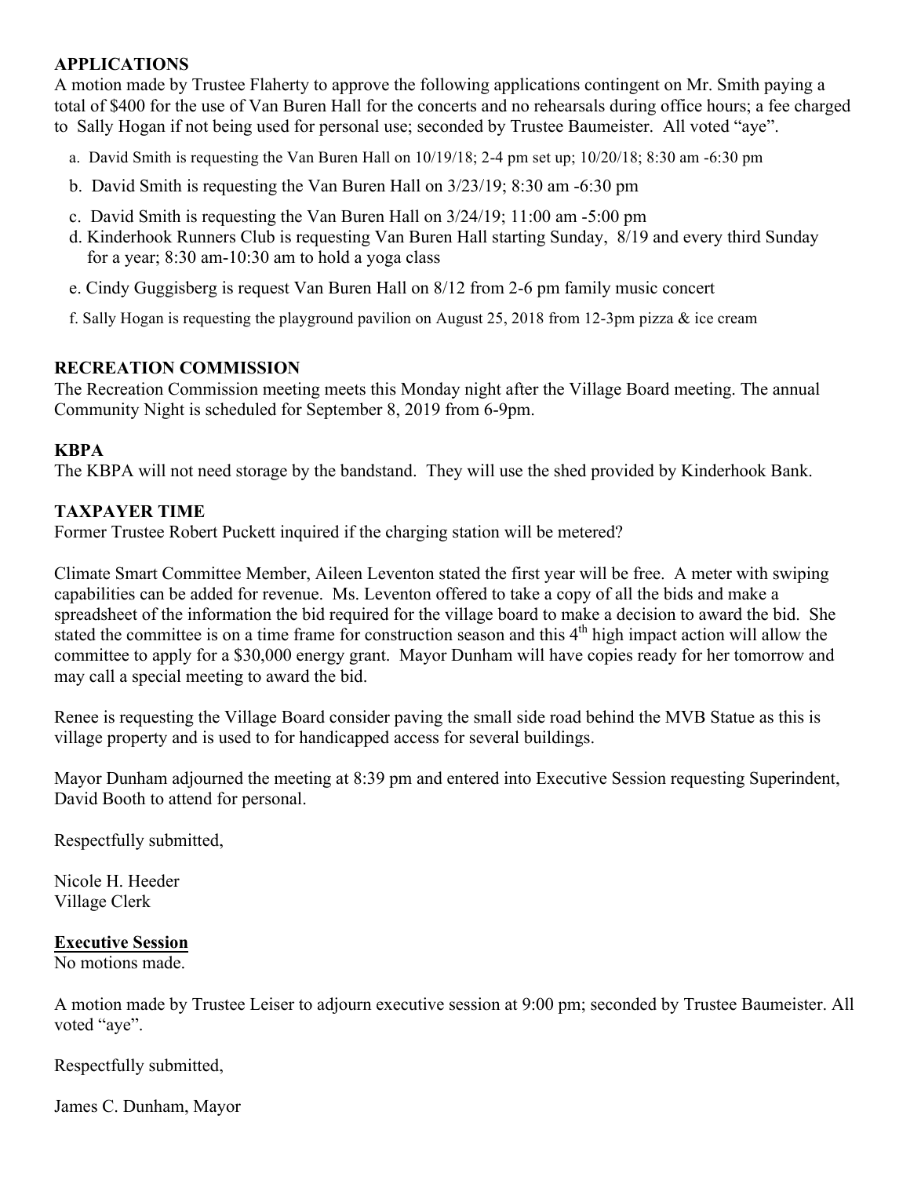**APPLICATIONS**

A motion made by Trustee Flaherty to approve the following applications contingent on Mr. Smith paying a total of $400 for the use of Van Buren Hall for the concerts and no rehearsals during office hours; a fee charged to Sally Hogan if not being used for personal use; seconded by Trustee Baumeister. All voted "aye".

a. David Smith is requesting the Van Buren Hall on 10/19/18; 2-4 pm set up; 10/20/18; 8:30 am -6:30 pm

b. David Smith is requesting the Van Buren Hall on 3/23/19; 8:30 am -6:30 pm

c. David Smith is requesting the Van Buren Hall on 3/24/19; 11:00 am -5:00 pm

d. Kinderhook Runners Club is requesting Van Buren Hall starting Sunday, 8/19 and every third Sunday for a year; 8:30 am-10:30 am to hold a yoga class

e. Cindy Guggisberg is request Van Buren Hall on 8/12 from 2-6 pm family music concert

f. Sally Hogan is requesting the playground pavilion on August 25, 2018 from 12-3pm pizza & ice cream

**RECREATION COMMISSION**

The Recreation Commission meeting meets this Monday night after the Village Board meeting. The annual Community Night is scheduled for September 8, 2019 from 6-9pm.

**KBPA**

The KBPA will not need storage by the bandstand. They will use the shed provided by Kinderhook Bank.

**TAXPAYER TIME**

Former Trustee Robert Puckett inquired if the charging station will be metered?

Climate Smart Committee Member, Aileen Leventon stated the first year will be free. A meter with swiping capabilities can be added for revenue. Ms. Leventon offered to take a copy of all the bids and make a spreadsheet of the information the bid required for the village board to make a decision to award the bid. She stated the committee is on a time frame for construction season and this 4th high impact action will allow the committee to apply for a $30,000 energy grant. Mayor Dunham will have copies ready for her tomorrow and may call a special meeting to award the bid.

Renee is requesting the Village Board consider paving the small side road behind the MVB Statue as this is village property and is used to for handicapped access for several buildings.

Mayor Dunham adjourned the meeting at 8:39 pm and entered into Executive Session requesting Superindent, David Booth to attend for personal.

Respectfully submitted,

Nicole H. Heeder
Village Clerk

**Executive Session**

No motions made.

A motion made by Trustee Leiser to adjourn executive session at 9:00 pm; seconded by Trustee Baumeister. All voted "aye".

Respectfully submitted,

James C. Dunham, Mayor